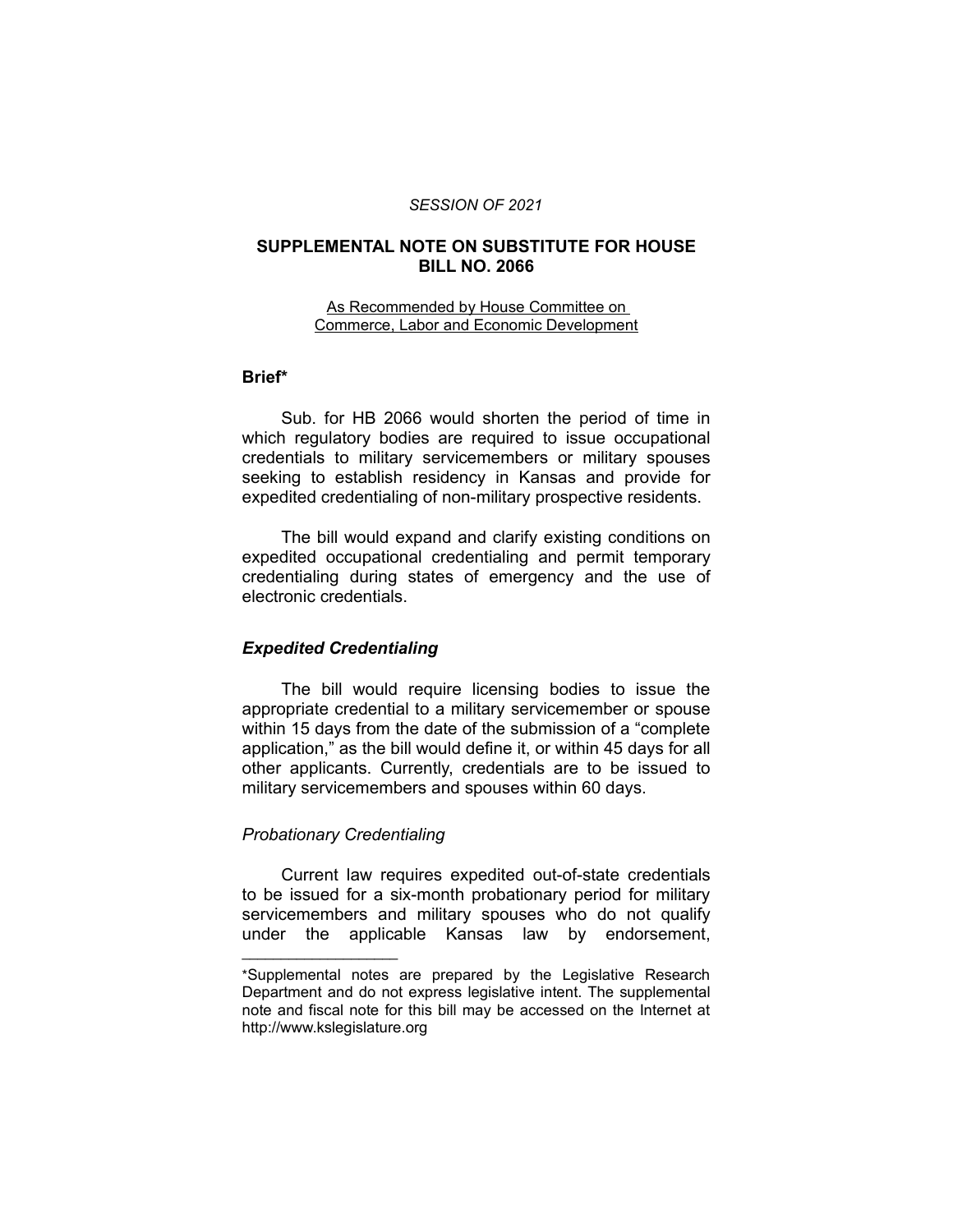*SESSION OF 2021*

## SUPPLEMENTAL NOTE ON SUBSTITUTE FOR HOUSE BILL NO. 2066

As Recommended by House Committee on Commerce, Labor and Economic Development

### Brief*

Sub. for HB 2066 would shorten the period of time in which regulatory bodies are required to issue occupational credentials to military servicemembers or military spouses seeking to establish residency in Kansas and provide for expedited credentialing of non-military prospective residents.

The bill would expand and clarify existing conditions on expedited occupational credentialing and permit temporary credentialing during states of emergency and the use of electronic credentials.

### *Expedited Credentialing*

The bill would require licensing bodies to issue the appropriate credential to a military servicemember or spouse within 15 days from the date of the submission of a "complete application," as the bill would define it, or within 45 days for all other applicants. Currently, credentials are to be issued to military servicemembers and spouses within 60 days.

#### *Probationary Credentialing*

Current law requires expedited out-of-state credentials to be issued for a six-month probationary period for military servicemembers and military spouses who do not qualify under the applicable Kansas law by endorsement,

---

*Supplemental notes are prepared by the Legislative Research Department and do not express legislative intent. The supplemental note and fiscal note for this bill may be accessed on the Internet at http://www.kslegislature.org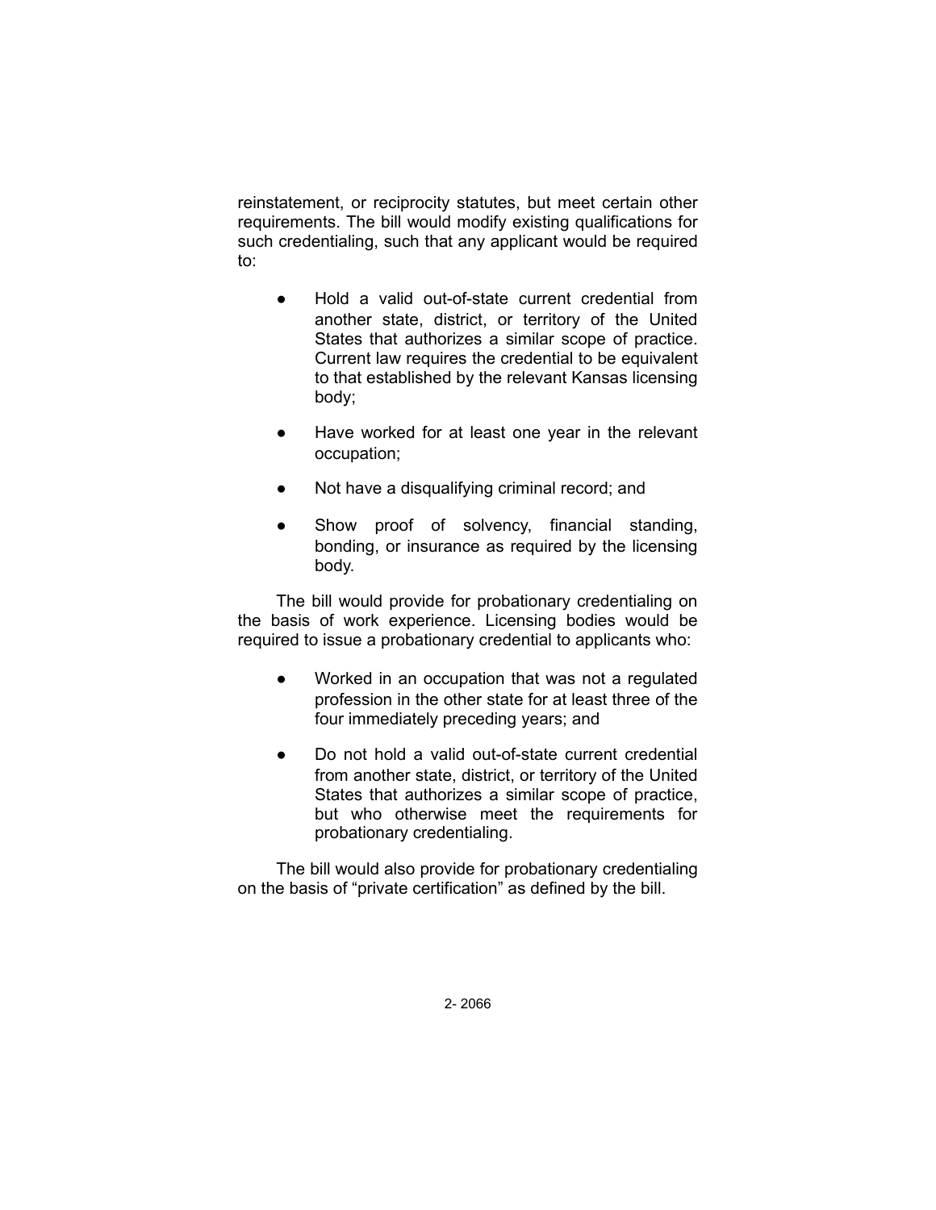reinstatement, or reciprocity statutes, but meet certain other requirements. The bill would modify existing qualifications for such credentialing, such that any applicant would be required to:

- Hold a valid out-of-state current credential from another state, district, or territory of the United States that authorizes a similar scope of practice. Current law requires the credential to be equivalent to that established by the relevant Kansas licensing body;
- Have worked for at least one year in the relevant occupation;
- Not have a disqualifying criminal record; and
- Show proof of solvency, financial standing, bonding, or insurance as required by the licensing body.

The bill would provide for probationary credentialing on the basis of work experience. Licensing bodies would be required to issue a probationary credential to applicants who:

- Worked in an occupation that was not a regulated profession in the other state for at least three of the four immediately preceding years; and
- Do not hold a valid out-of-state current credential from another state, district, or territory of the United States that authorizes a similar scope of practice, but who otherwise meet the requirements for probationary credentialing.

The bill would also provide for probationary credentialing on the basis of "private certification" as defined by the bill.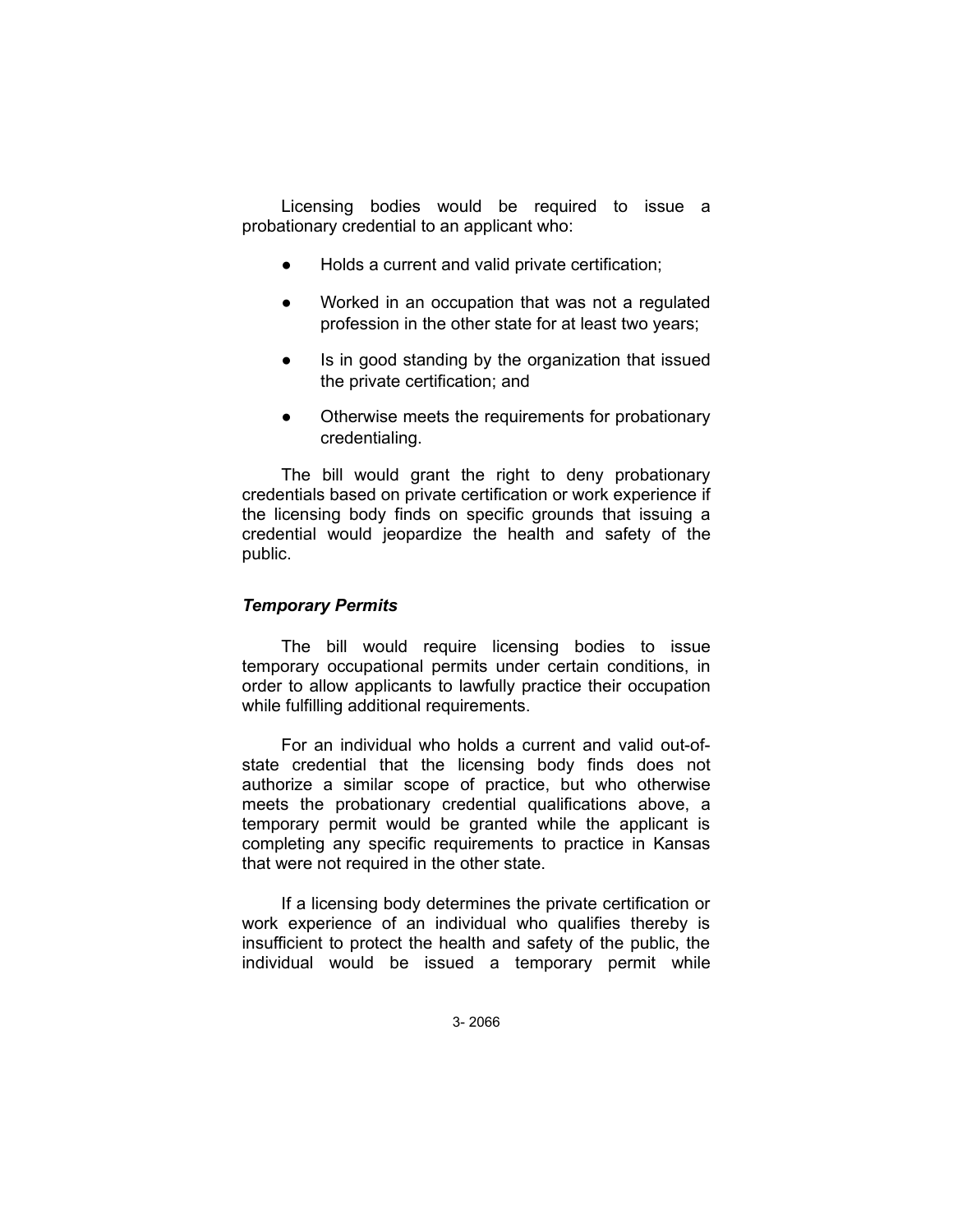Licensing bodies would be required to issue a probationary credential to an applicant who:

- Holds a current and valid private certification;
- Worked in an occupation that was not a regulated profession in the other state for at least two years;
- Is in good standing by the organization that issued the private certification; and
- Otherwise meets the requirements for probationary credentialing.

The bill would grant the right to deny probationary credentials based on private certification or work experience if the licensing body finds on specific grounds that issuing a credential would jeopardize the health and safety of the public.

### *Temporary Permits*

The bill would require licensing bodies to issue temporary occupational permits under certain conditions, in order to allow applicants to lawfully practice their occupation while fulfilling additional requirements.

For an individual who holds a current and valid out-of-state credential that the licensing body finds does not authorize a similar scope of practice, but who otherwise meets the probationary credential qualifications above, a temporary permit would be granted while the applicant is completing any specific requirements to practice in Kansas that were not required in the other state.

If a licensing body determines the private certification or work experience of an individual who qualifies thereby is insufficient to protect the health and safety of the public, the individual would be issued a temporary permit while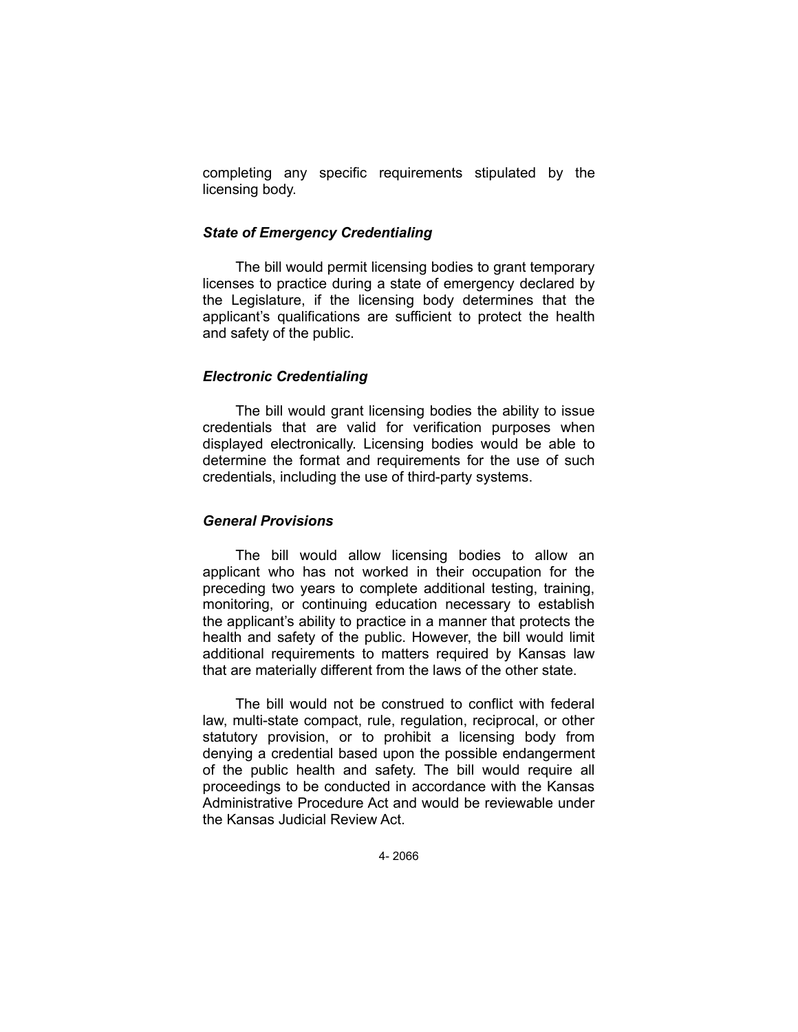completing any specific requirements stipulated by the licensing body.

### *State of Emergency Credentialing*

The bill would permit licensing bodies to grant temporary licenses to practice during a state of emergency declared by the Legislature, if the licensing body determines that the applicant's qualifications are sufficient to protect the health and safety of the public.

### *Electronic Credentialing*

The bill would grant licensing bodies the ability to issue credentials that are valid for verification purposes when displayed electronically. Licensing bodies would be able to determine the format and requirements for the use of such credentials, including the use of third-party systems.

### *General Provisions*

The bill would allow licensing bodies to allow an applicant who has not worked in their occupation for the preceding two years to complete additional testing, training, monitoring, or continuing education necessary to establish the applicant's ability to practice in a manner that protects the health and safety of the public. However, the bill would limit additional requirements to matters required by Kansas law that are materially different from the laws of the other state.

The bill would not be construed to conflict with federal law, multi-state compact, rule, regulation, reciprocal, or other statutory provision, or to prohibit a licensing body from denying a credential based upon the possible endangerment of the public health and safety. The bill would require all proceedings to be conducted in accordance with the Kansas Administrative Procedure Act and would be reviewable under the Kansas Judicial Review Act.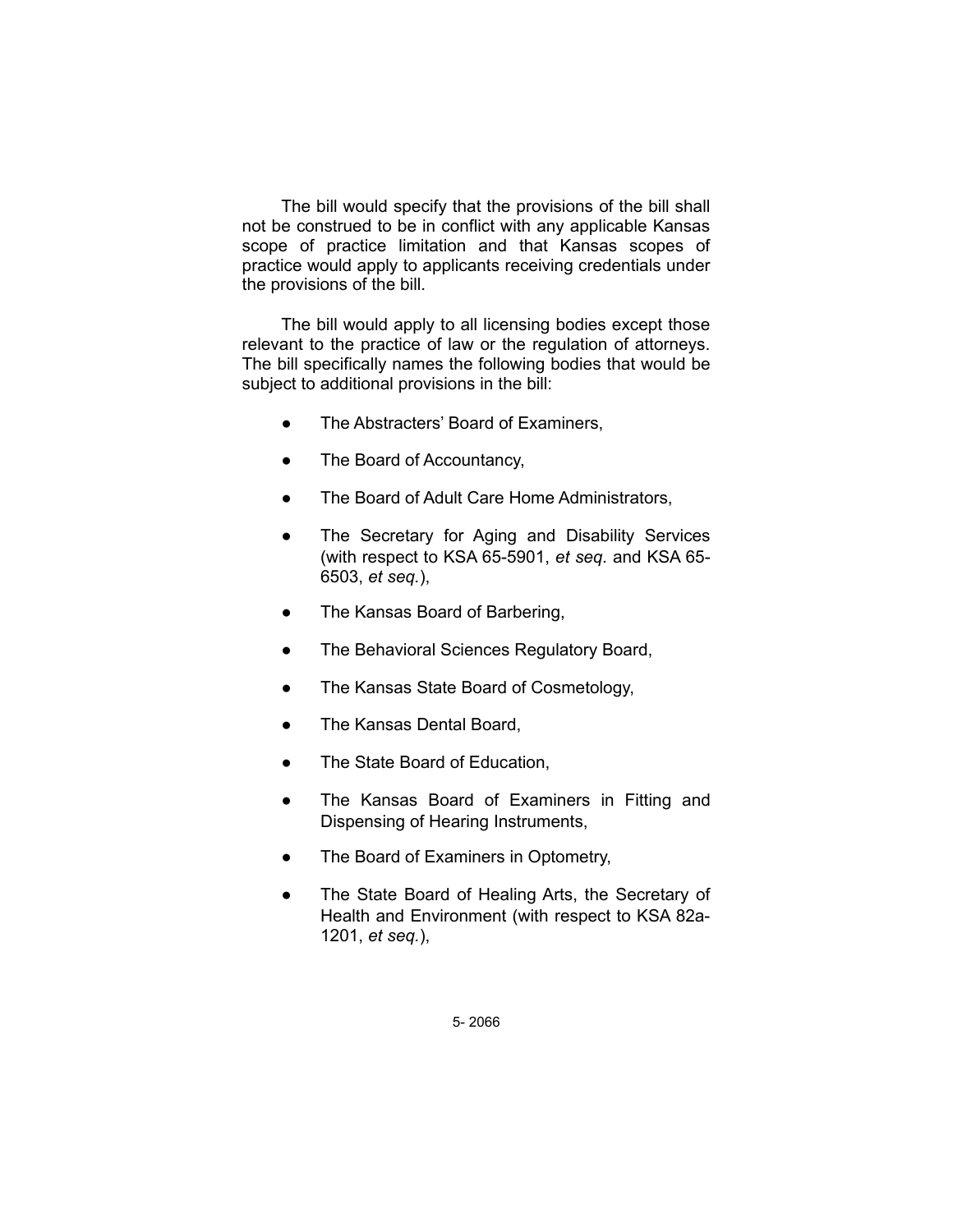The bill would specify that the provisions of the bill shall not be construed to be in conflict with any applicable Kansas scope of practice limitation and that Kansas scopes of practice would apply to applicants receiving credentials under the provisions of the bill.

The bill would apply to all licensing bodies except those relevant to the practice of law or the regulation of attorneys. The bill specifically names the following bodies that would be subject to additional provisions in the bill:

- The Abstracters' Board of Examiners,
- The Board of Accountancy,
- The Board of Adult Care Home Administrators,
- The Secretary for Aging and Disability Services (with respect to KSA 65-5901, *et seq.* and KSA 65-6503, *et seq.*),
- The Kansas Board of Barbering,
- The Behavioral Sciences Regulatory Board,
- The Kansas State Board of Cosmetology,
- The Kansas Dental Board,
- The State Board of Education,
- The Kansas Board of Examiners in Fitting and Dispensing of Hearing Instruments,
- The Board of Examiners in Optometry,
- The State Board of Healing Arts, the Secretary of Health and Environment (with respect to KSA 82a-1201, *et seq.*),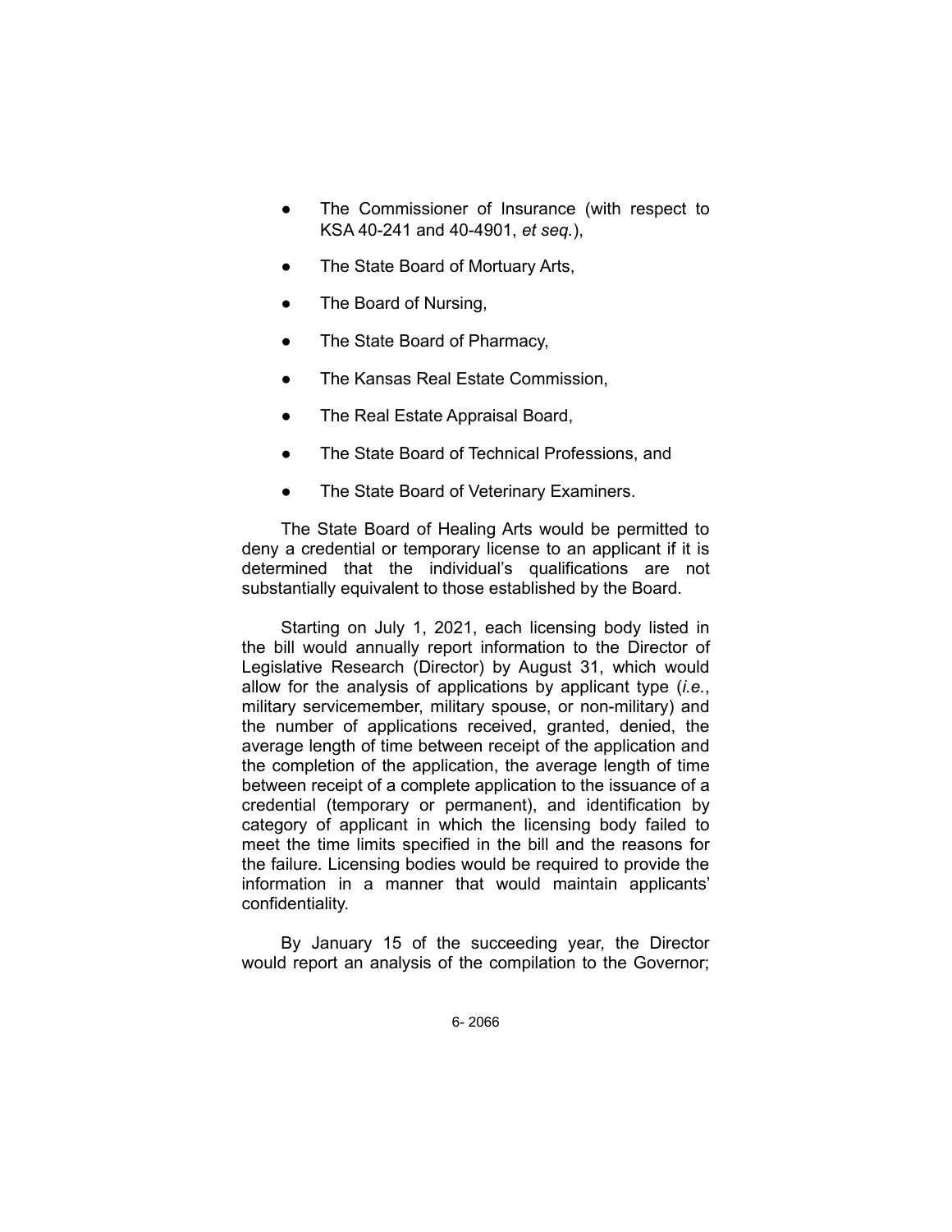- The Commissioner of Insurance (with respect to KSA 40-241 and 40-4901, *et seq.*),
- The State Board of Mortuary Arts,
- The Board of Nursing,
- The State Board of Pharmacy,
- The Kansas Real Estate Commission,
- The Real Estate Appraisal Board,
- The State Board of Technical Professions, and
- The State Board of Veterinary Examiners.

The State Board of Healing Arts would be permitted to deny a credential or temporary license to an applicant if it is determined that the individual's qualifications are not substantially equivalent to those established by the Board.

Starting on July 1, 2021, each licensing body listed in the bill would annually report information to the Director of Legislative Research (Director) by August 31, which would allow for the analysis of applications by applicant type (*i.e.*, military servicemember, military spouse, or non-military) and the number of applications received, granted, denied, the average length of time between receipt of the application and the completion of the application, the average length of time between receipt of a complete application to the issuance of a credential (temporary or permanent), and identification by category of applicant in which the licensing body failed to meet the time limits specified in the bill and the reasons for the failure. Licensing bodies would be required to provide the information in a manner that would maintain applicants' confidentiality.

By January 15 of the succeeding year, the Director would report an analysis of the compilation to the Governor;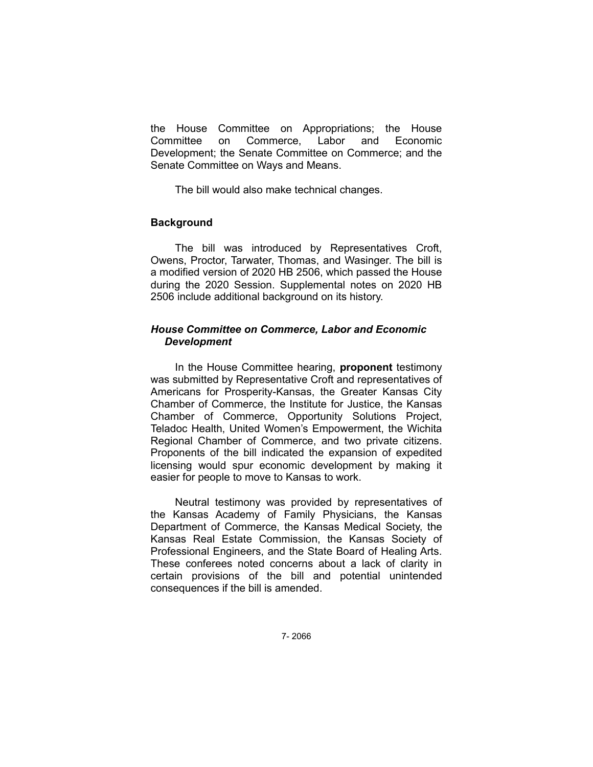the House Committee on Appropriations; the House Committee on Commerce, Labor and Economic Development; the Senate Committee on Commerce; and the Senate Committee on Ways and Means.

The bill would also make technical changes.

## Background

The bill was introduced by Representatives Croft, Owens, Proctor, Tarwater, Thomas, and Wasinger. The bill is a modified version of 2020 HB 2506, which passed the House during the 2020 Session. Supplemental notes on 2020 HB 2506 include additional background on its history.

### *House Committee on Commerce, Labor and Economic Development*

In the House Committee hearing, **proponent** testimony was submitted by Representative Croft and representatives of Americans for Prosperity-Kansas, the Greater Kansas City Chamber of Commerce, the Institute for Justice, the Kansas Chamber of Commerce, Opportunity Solutions Project, Teladoc Health, United Women's Empowerment, the Wichita Regional Chamber of Commerce, and two private citizens. Proponents of the bill indicated the expansion of expedited licensing would spur economic development by making it easier for people to move to Kansas to work.

Neutral testimony was provided by representatives of the Kansas Academy of Family Physicians, the Kansas Department of Commerce, the Kansas Medical Society, the Kansas Real Estate Commission, the Kansas Society of Professional Engineers, and the State Board of Healing Arts. These conferees noted concerns about a lack of clarity in certain provisions of the bill and potential unintended consequences if the bill is amended.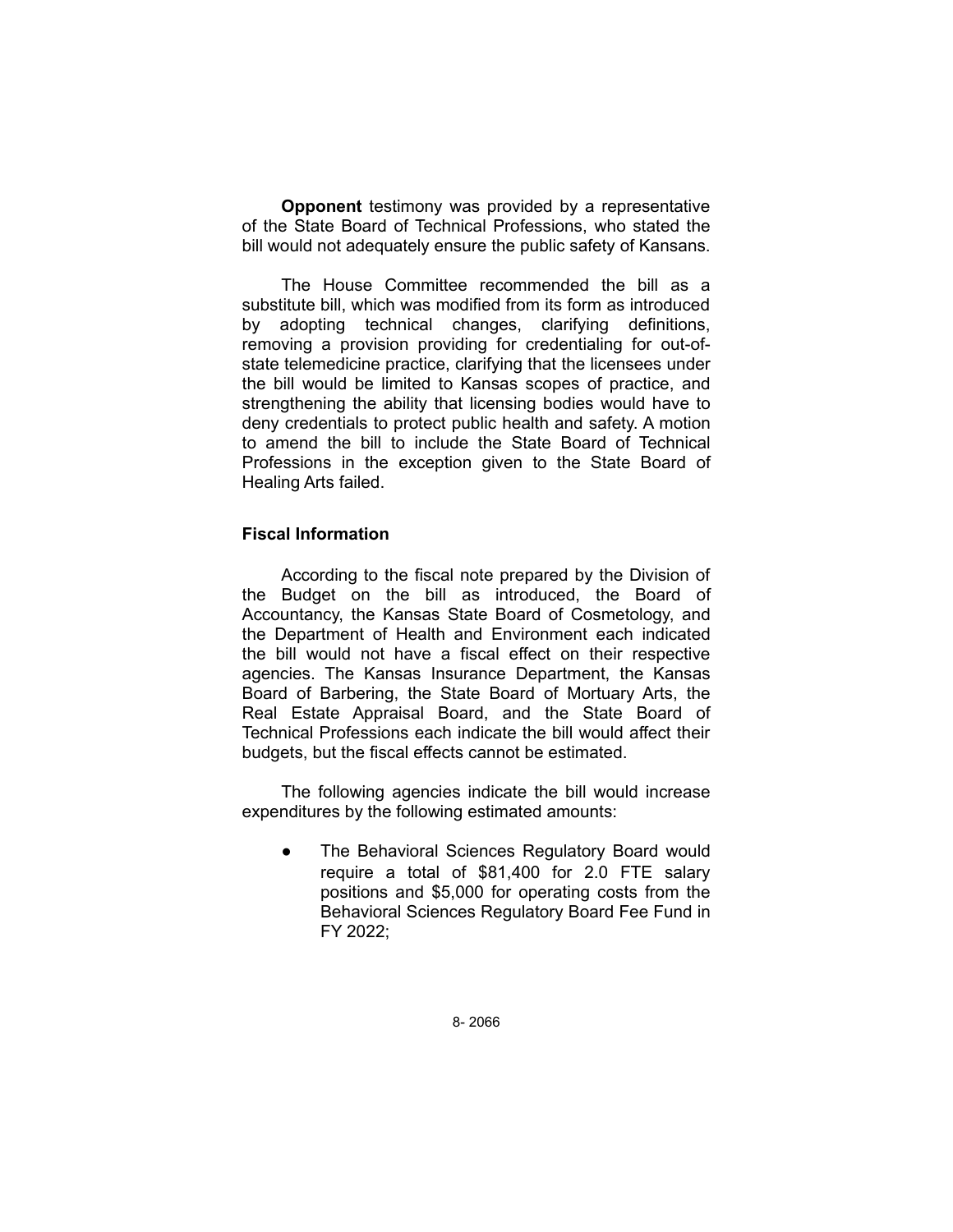**Opponent** testimony was provided by a representative of the State Board of Technical Professions, who stated the bill would not adequately ensure the public safety of Kansans.

The House Committee recommended the bill as a substitute bill, which was modified from its form as introduced by adopting technical changes, clarifying definitions, removing a provision providing for credentialing for out-of-state telemedicine practice, clarifying that the licensees under the bill would be limited to Kansas scopes of practice, and strengthening the ability that licensing bodies would have to deny credentials to protect public health and safety. A motion to amend the bill to include the State Board of Technical Professions in the exception given to the State Board of Healing Arts failed.

### Fiscal Information

According to the fiscal note prepared by the Division of the Budget on the bill as introduced, the Board of Accountancy, the Kansas State Board of Cosmetology, and the Department of Health and Environment each indicated the bill would not have a fiscal effect on their respective agencies. The Kansas Insurance Department, the Kansas Board of Barbering, the State Board of Mortuary Arts, the Real Estate Appraisal Board, and the State Board of Technical Professions each indicate the bill would affect their budgets, but the fiscal effects cannot be estimated.

The following agencies indicate the bill would increase expenditures by the following estimated amounts:

- The Behavioral Sciences Regulatory Board would require a total of $81,400 for 2.0 FTE salary positions and $5,000 for operating costs from the Behavioral Sciences Regulatory Board Fee Fund in FY 2022;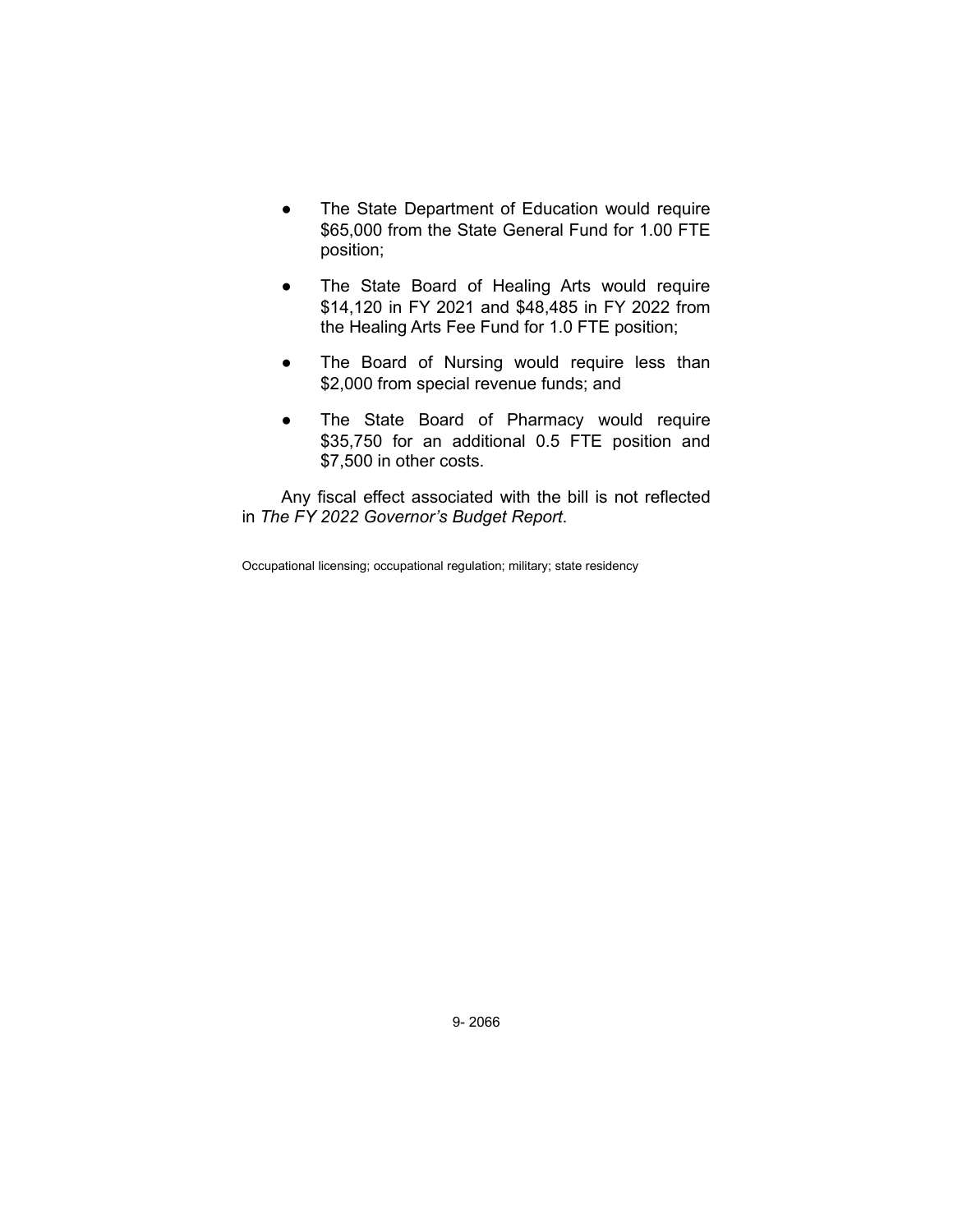- The State Department of Education would require $65,000 from the State General Fund for 1.00 FTE position;
- The State Board of Healing Arts would require $14,120 in FY 2021 and $48,485 in FY 2022 from the Healing Arts Fee Fund for 1.0 FTE position;
- The Board of Nursing would require less than $2,000 from special revenue funds; and
- The State Board of Pharmacy would require $35,750 for an additional 0.5 FTE position and $7,500 in other costs.

Any fiscal effect associated with the bill is not reflected in *The FY 2022 Governor's Budget Report*.

Occupational licensing; occupational regulation; military; state residency